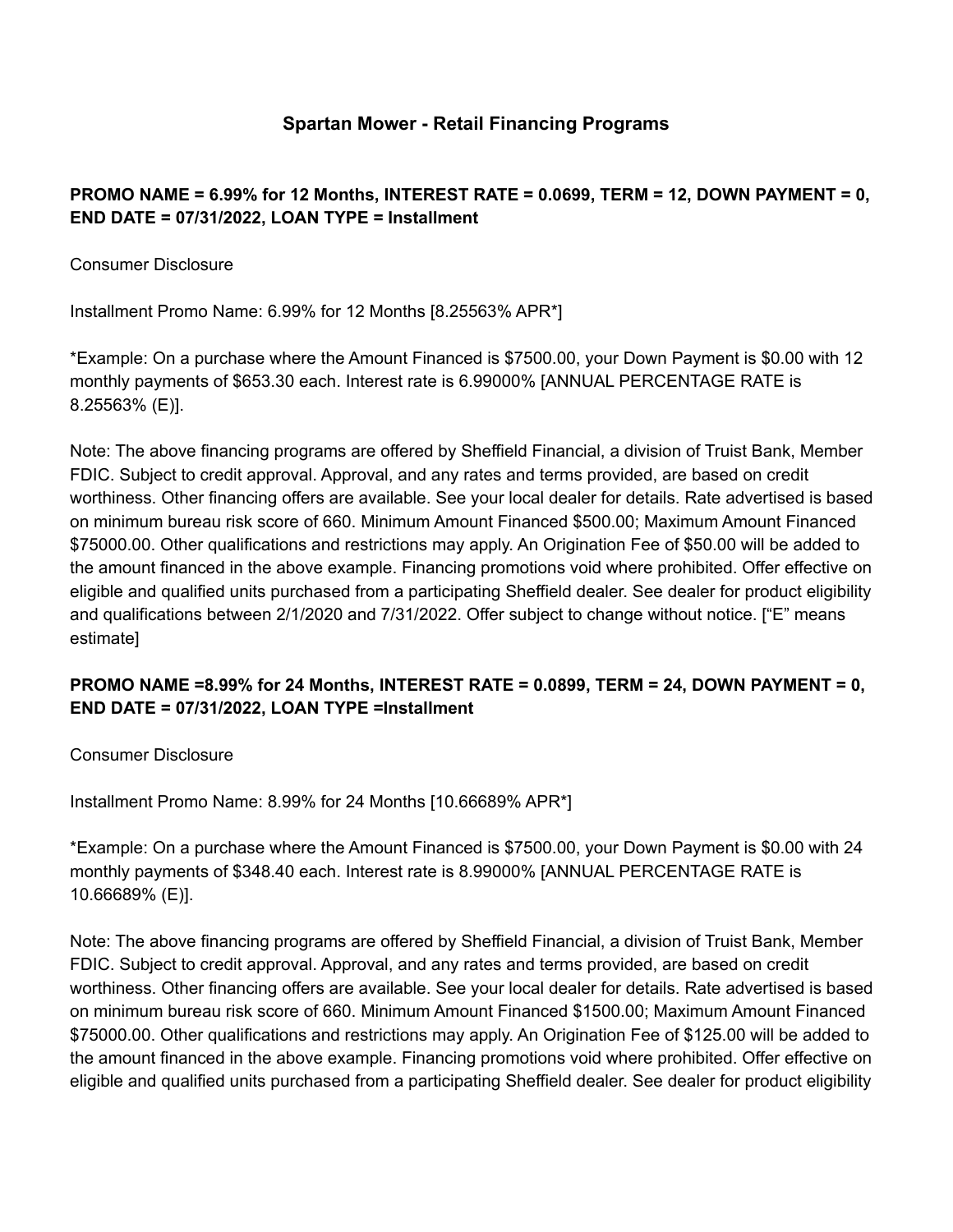# Spartan Mower - Retail Financing Programs

**PROMO NAME = 6.99% for 12 Months, INTEREST RATE = 0.0699, TERM = 12, DOWN PAYMENT = 0, END DATE = 07/31/2022, LOAN TYPE = Installment**

Consumer Disclosure

Installment Promo Name: 6.99% for 12 Months [8.25563% APR*]

*Example: On a purchase where the Amount Financed is $7500.00, your Down Payment is $0.00 with 12 monthly payments of $653.30 each. Interest rate is 6.99000% [ANNUAL PERCENTAGE RATE is 8.25563% (E)].

Note: The above financing programs are offered by Sheffield Financial, a division of Truist Bank, Member FDIC. Subject to credit approval. Approval, and any rates and terms provided, are based on credit worthiness. Other financing offers are available. See your local dealer for details. Rate advertised is based on minimum bureau risk score of 660. Minimum Amount Financed $500.00; Maximum Amount Financed $75000.00. Other qualifications and restrictions may apply. An Origination Fee of $50.00 will be added to the amount financed in the above example. Financing promotions void where prohibited. Offer effective on eligible and qualified units purchased from a participating Sheffield dealer. See dealer for product eligibility and qualifications between 2/1/2020 and 7/31/2022. Offer subject to change without notice. ["E" means estimate]

**PROMO NAME =8.99% for 24 Months, INTEREST RATE = 0.0899, TERM = 24, DOWN PAYMENT = 0, END DATE = 07/31/2022, LOAN TYPE =Installment**

Consumer Disclosure

Installment Promo Name: 8.99% for 24 Months [10.66689% APR*]

*Example: On a purchase where the Amount Financed is $7500.00, your Down Payment is $0.00 with 24 monthly payments of $348.40 each. Interest rate is 8.99000% [ANNUAL PERCENTAGE RATE is 10.66689% (E)].

Note: The above financing programs are offered by Sheffield Financial, a division of Truist Bank, Member FDIC. Subject to credit approval. Approval, and any rates and terms provided, are based on credit worthiness. Other financing offers are available. See your local dealer for details. Rate advertised is based on minimum bureau risk score of 660. Minimum Amount Financed $1500.00; Maximum Amount Financed $75000.00. Other qualifications and restrictions may apply. An Origination Fee of $125.00 will be added to the amount financed in the above example. Financing promotions void where prohibited. Offer effective on eligible and qualified units purchased from a participating Sheffield dealer. See dealer for product eligibility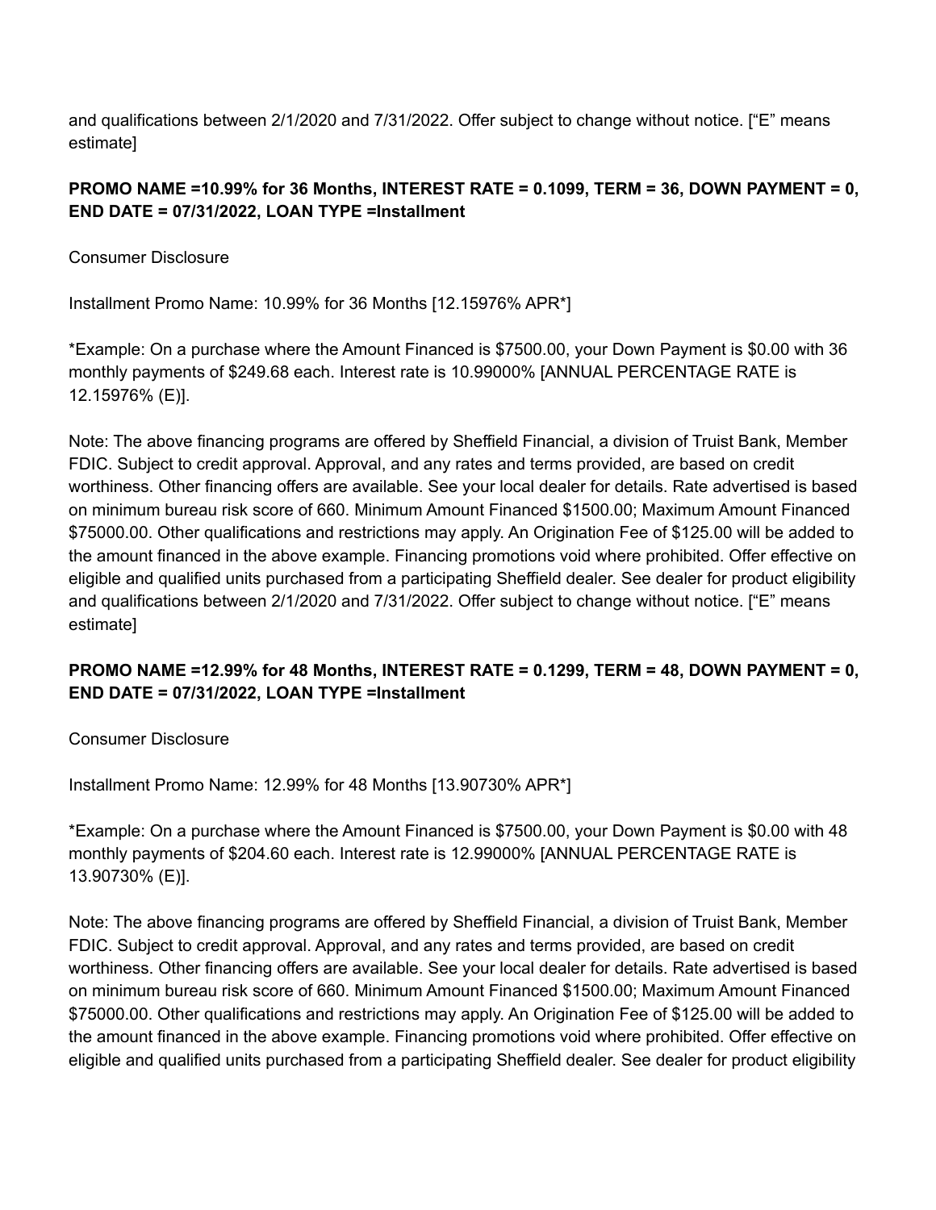and qualifications between 2/1/2020 and 7/31/2022. Offer subject to change without notice. [“E” means estimate]

**PROMO NAME =10.99% for 36 Months, INTEREST RATE = 0.1099, TERM = 36, DOWN PAYMENT = 0, END DATE = 07/31/2022, LOAN TYPE =Installment**

Consumer Disclosure

Installment Promo Name: 10.99% for 36 Months [12.15976% APR*]

*Example: On a purchase where the Amount Financed is $7500.00, your Down Payment is $0.00 with 36 monthly payments of $249.68 each. Interest rate is 10.99000% [ANNUAL PERCENTAGE RATE is 12.15976% (E)].

Note: The above financing programs are offered by Sheffield Financial, a division of Truist Bank, Member FDIC. Subject to credit approval. Approval, and any rates and terms provided, are based on credit worthiness. Other financing offers are available. See your local dealer for details. Rate advertised is based on minimum bureau risk score of 660. Minimum Amount Financed $1500.00; Maximum Amount Financed $75000.00. Other qualifications and restrictions may apply. An Origination Fee of $125.00 will be added to the amount financed in the above example. Financing promotions void where prohibited. Offer effective on eligible and qualified units purchased from a participating Sheffield dealer. See dealer for product eligibility and qualifications between 2/1/2020 and 7/31/2022. Offer subject to change without notice. [“E” means estimate]

**PROMO NAME =12.99% for 48 Months, INTEREST RATE = 0.1299, TERM = 48, DOWN PAYMENT = 0, END DATE = 07/31/2022, LOAN TYPE =Installment**

Consumer Disclosure

Installment Promo Name: 12.99% for 48 Months [13.90730% APR*]

*Example: On a purchase where the Amount Financed is $7500.00, your Down Payment is $0.00 with 48 monthly payments of $204.60 each. Interest rate is 12.99000% [ANNUAL PERCENTAGE RATE is 13.90730% (E)].

Note: The above financing programs are offered by Sheffield Financial, a division of Truist Bank, Member FDIC. Subject to credit approval. Approval, and any rates and terms provided, are based on credit worthiness. Other financing offers are available. See your local dealer for details. Rate advertised is based on minimum bureau risk score of 660. Minimum Amount Financed $1500.00; Maximum Amount Financed $75000.00. Other qualifications and restrictions may apply. An Origination Fee of $125.00 will be added to the amount financed in the above example. Financing promotions void where prohibited. Offer effective on eligible and qualified units purchased from a participating Sheffield dealer. See dealer for product eligibility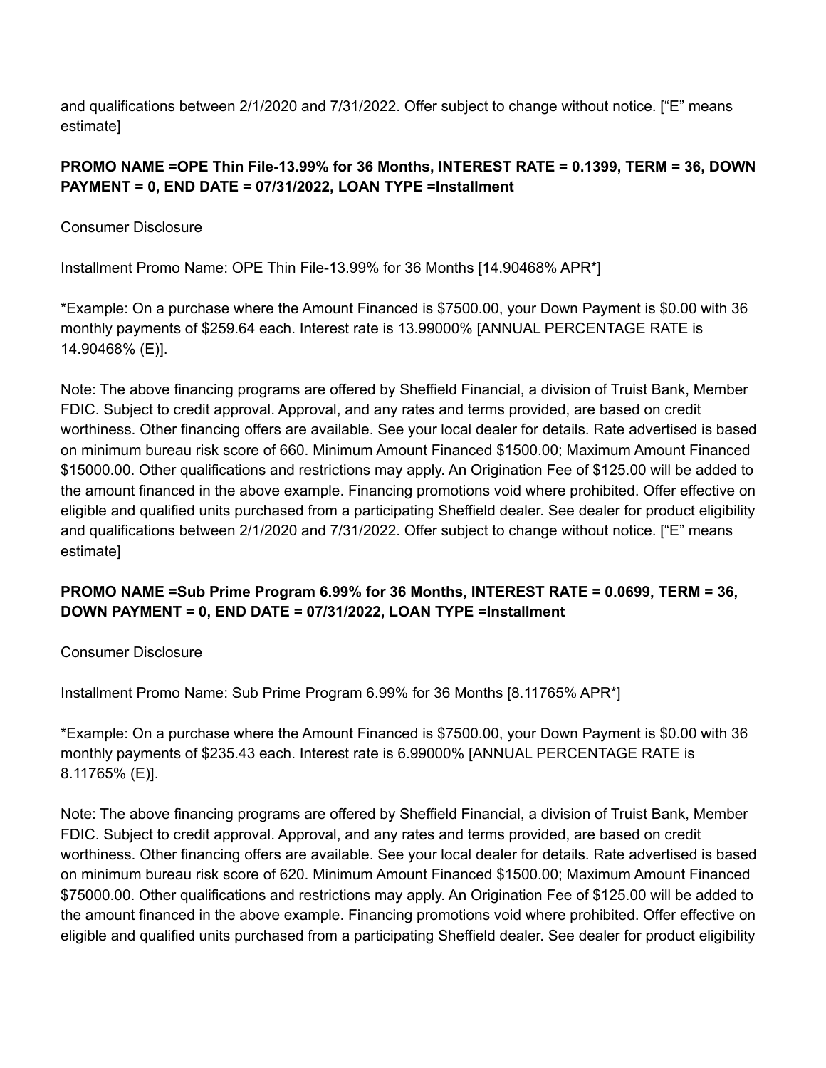and qualifications between 2/1/2020 and 7/31/2022. Offer subject to change without notice. ["E" means estimate]

**PROMO NAME =OPE Thin File-13.99% for 36 Months, INTEREST RATE = 0.1399, TERM = 36, DOWN PAYMENT = 0, END DATE = 07/31/2022, LOAN TYPE =Installment**

Consumer Disclosure

Installment Promo Name: OPE Thin File-13.99% for 36 Months [14.90468% APR*]

*Example: On a purchase where the Amount Financed is $7500.00, your Down Payment is $0.00 with 36 monthly payments of $259.64 each. Interest rate is 13.99000% [ANNUAL PERCENTAGE RATE is 14.90468% (E)].

Note: The above financing programs are offered by Sheffield Financial, a division of Truist Bank, Member FDIC. Subject to credit approval. Approval, and any rates and terms provided, are based on credit worthiness. Other financing offers are available. See your local dealer for details. Rate advertised is based on minimum bureau risk score of 660. Minimum Amount Financed $1500.00; Maximum Amount Financed $15000.00. Other qualifications and restrictions may apply. An Origination Fee of $125.00 will be added to the amount financed in the above example. Financing promotions void where prohibited. Offer effective on eligible and qualified units purchased from a participating Sheffield dealer. See dealer for product eligibility and qualifications between 2/1/2020 and 7/31/2022. Offer subject to change without notice. ["E" means estimate]

**PROMO NAME =Sub Prime Program 6.99% for 36 Months, INTEREST RATE = 0.0699, TERM = 36, DOWN PAYMENT = 0, END DATE = 07/31/2022, LOAN TYPE =Installment**

Consumer Disclosure

Installment Promo Name: Sub Prime Program 6.99% for 36 Months [8.11765% APR*]

*Example: On a purchase where the Amount Financed is $7500.00, your Down Payment is $0.00 with 36 monthly payments of $235.43 each. Interest rate is 6.99000% [ANNUAL PERCENTAGE RATE is 8.11765% (E)].

Note: The above financing programs are offered by Sheffield Financial, a division of Truist Bank, Member FDIC. Subject to credit approval. Approval, and any rates and terms provided, are based on credit worthiness. Other financing offers are available. See your local dealer for details. Rate advertised is based on minimum bureau risk score of 620. Minimum Amount Financed $1500.00; Maximum Amount Financed $75000.00. Other qualifications and restrictions may apply. An Origination Fee of $125.00 will be added to the amount financed in the above example. Financing promotions void where prohibited. Offer effective on eligible and qualified units purchased from a participating Sheffield dealer. See dealer for product eligibility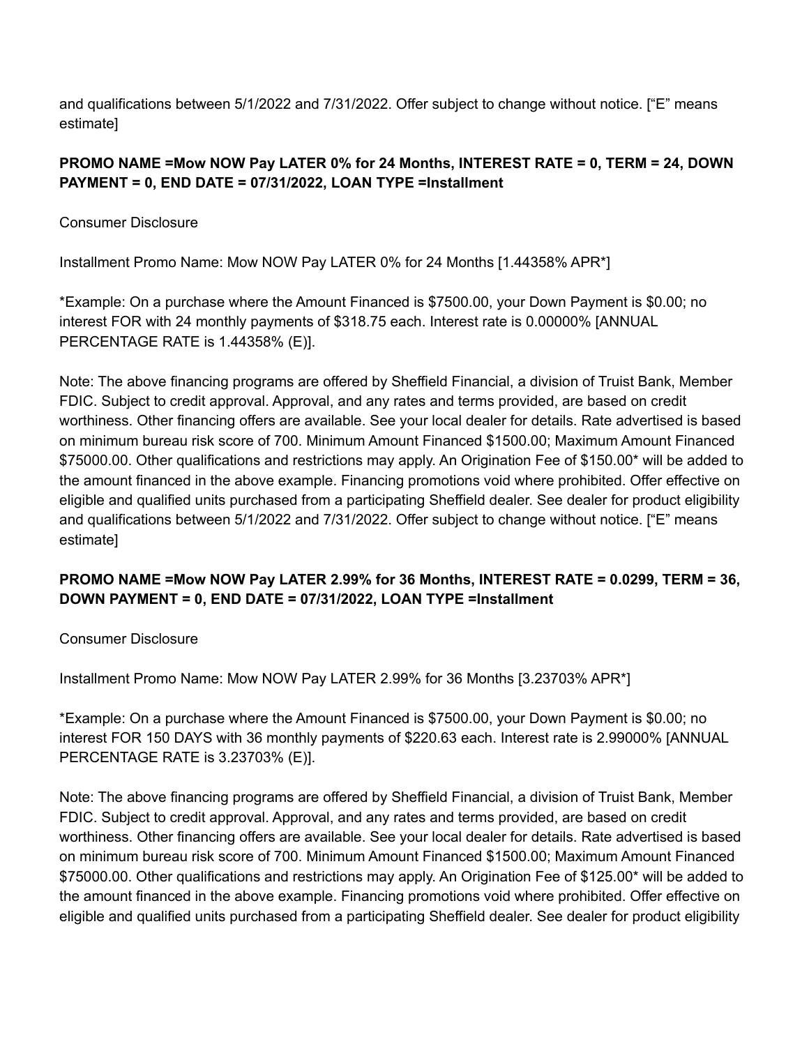and qualifications between 5/1/2022 and 7/31/2022. Offer subject to change without notice. ["E" means estimate]

**PROMO NAME =Mow NOW Pay LATER 0% for 24 Months, INTEREST RATE = 0, TERM = 24, DOWN PAYMENT = 0, END DATE = 07/31/2022, LOAN TYPE =Installment**

Consumer Disclosure

Installment Promo Name: Mow NOW Pay LATER 0% for 24 Months [1.44358% APR*]

*Example: On a purchase where the Amount Financed is $7500.00, your Down Payment is $0.00; no interest FOR with 24 monthly payments of $318.75 each. Interest rate is 0.00000% [ANNUAL PERCENTAGE RATE is 1.44358% (E)].

Note: The above financing programs are offered by Sheffield Financial, a division of Truist Bank, Member FDIC. Subject to credit approval. Approval, and any rates and terms provided, are based on credit worthiness. Other financing offers are available. See your local dealer for details. Rate advertised is based on minimum bureau risk score of 700. Minimum Amount Financed $1500.00; Maximum Amount Financed $75000.00. Other qualifications and restrictions may apply. An Origination Fee of $150.00* will be added to the amount financed in the above example. Financing promotions void where prohibited. Offer effective on eligible and qualified units purchased from a participating Sheffield dealer. See dealer for product eligibility and qualifications between 5/1/2022 and 7/31/2022. Offer subject to change without notice. ["E" means estimate]

**PROMO NAME =Mow NOW Pay LATER 2.99% for 36 Months, INTEREST RATE = 0.0299, TERM = 36, DOWN PAYMENT = 0, END DATE = 07/31/2022, LOAN TYPE =Installment**

Consumer Disclosure

Installment Promo Name: Mow NOW Pay LATER 2.99% for 36 Months [3.23703% APR*]

*Example: On a purchase where the Amount Financed is $7500.00, your Down Payment is $0.00; no interest FOR 150 DAYS with 36 monthly payments of $220.63 each. Interest rate is 2.99000% [ANNUAL PERCENTAGE RATE is 3.23703% (E)].

Note: The above financing programs are offered by Sheffield Financial, a division of Truist Bank, Member FDIC. Subject to credit approval. Approval, and any rates and terms provided, are based on credit worthiness. Other financing offers are available. See your local dealer for details. Rate advertised is based on minimum bureau risk score of 700. Minimum Amount Financed $1500.00; Maximum Amount Financed $75000.00. Other qualifications and restrictions may apply. An Origination Fee of $125.00* will be added to the amount financed in the above example. Financing promotions void where prohibited. Offer effective on eligible and qualified units purchased from a participating Sheffield dealer. See dealer for product eligibility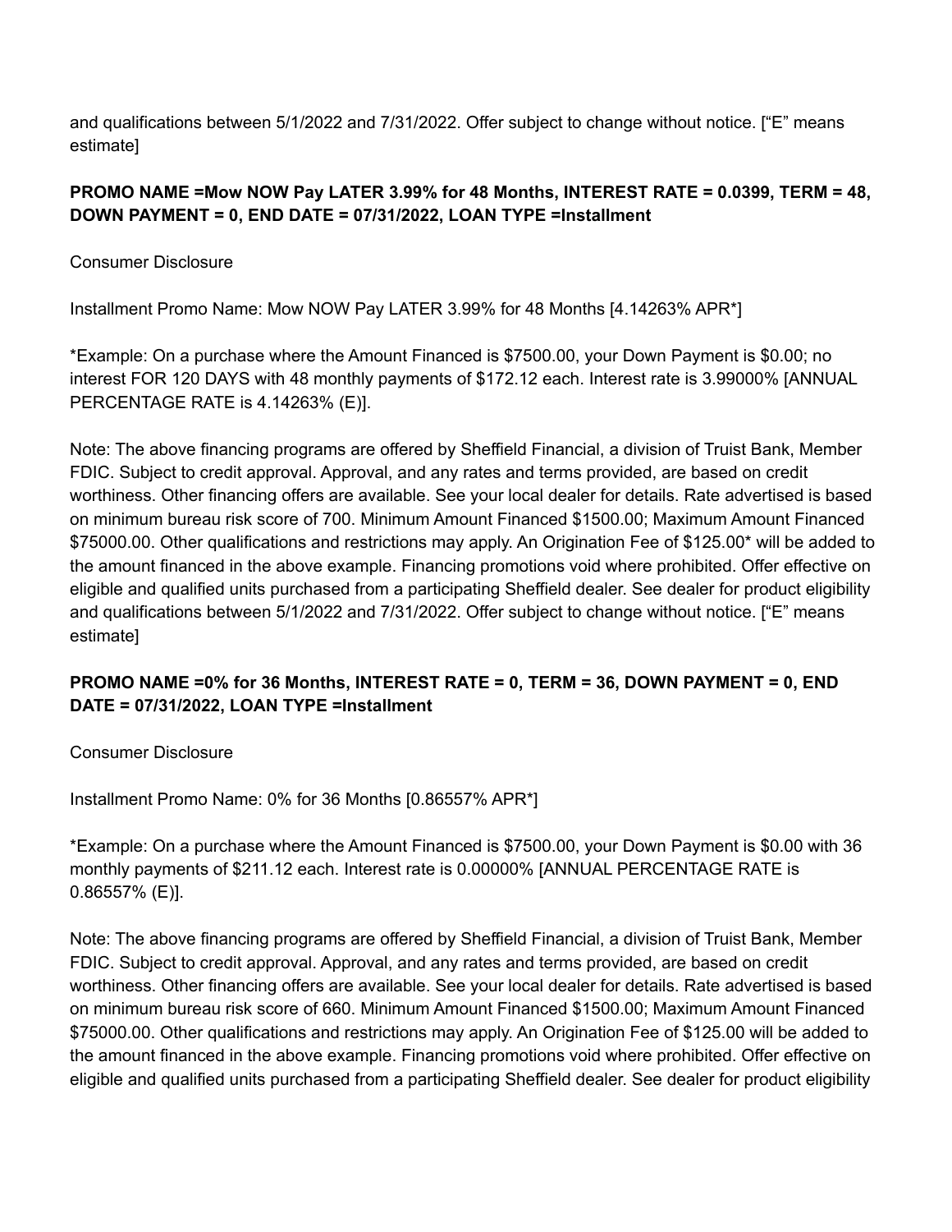and qualifications between 5/1/2022 and 7/31/2022. Offer subject to change without notice. ["E" means estimate]

**PROMO NAME =Mow NOW Pay LATER 3.99% for 48 Months, INTEREST RATE = 0.0399, TERM = 48, DOWN PAYMENT = 0, END DATE = 07/31/2022, LOAN TYPE =Installment**

Consumer Disclosure

Installment Promo Name: Mow NOW Pay LATER 3.99% for 48 Months [4.14263% APR*]

*Example: On a purchase where the Amount Financed is $7500.00, your Down Payment is $0.00; no interest FOR 120 DAYS with 48 monthly payments of $172.12 each. Interest rate is 3.99000% [ANNUAL PERCENTAGE RATE is 4.14263% (E)].

Note: The above financing programs are offered by Sheffield Financial, a division of Truist Bank, Member FDIC. Subject to credit approval. Approval, and any rates and terms provided, are based on credit worthiness. Other financing offers are available. See your local dealer for details. Rate advertised is based on minimum bureau risk score of 700. Minimum Amount Financed $1500.00; Maximum Amount Financed $75000.00. Other qualifications and restrictions may apply. An Origination Fee of $125.00* will be added to the amount financed in the above example. Financing promotions void where prohibited. Offer effective on eligible and qualified units purchased from a participating Sheffield dealer. See dealer for product eligibility and qualifications between 5/1/2022 and 7/31/2022. Offer subject to change without notice. ["E" means estimate]

**PROMO NAME =0% for 36 Months, INTEREST RATE = 0, TERM = 36, DOWN PAYMENT = 0, END DATE = 07/31/2022, LOAN TYPE =Installment**

Consumer Disclosure

Installment Promo Name: 0% for 36 Months [0.86557% APR*]

*Example: On a purchase where the Amount Financed is $7500.00, your Down Payment is $0.00 with 36 monthly payments of $211.12 each. Interest rate is 0.00000% [ANNUAL PERCENTAGE RATE is 0.86557% (E)].

Note: The above financing programs are offered by Sheffield Financial, a division of Truist Bank, Member FDIC. Subject to credit approval. Approval, and any rates and terms provided, are based on credit worthiness. Other financing offers are available. See your local dealer for details. Rate advertised is based on minimum bureau risk score of 660. Minimum Amount Financed $1500.00; Maximum Amount Financed $75000.00. Other qualifications and restrictions may apply. An Origination Fee of $125.00 will be added to the amount financed in the above example. Financing promotions void where prohibited. Offer effective on eligible and qualified units purchased from a participating Sheffield dealer. See dealer for product eligibility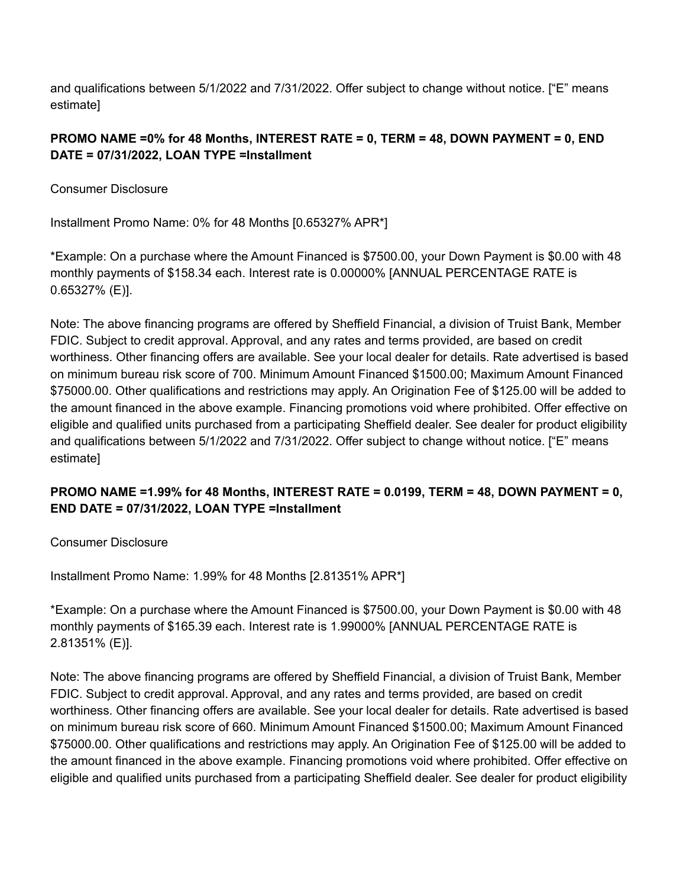and qualifications between 5/1/2022 and 7/31/2022. Offer subject to change without notice. ["E" means estimate]

**PROMO NAME =0% for 48 Months, INTEREST RATE = 0, TERM = 48, DOWN PAYMENT = 0, END DATE = 07/31/2022, LOAN TYPE =Installment**

Consumer Disclosure

Installment Promo Name: 0% for 48 Months [0.65327% APR*]

*Example: On a purchase where the Amount Financed is $7500.00, your Down Payment is $0.00 with 48 monthly payments of $158.34 each. Interest rate is 0.00000% [ANNUAL PERCENTAGE RATE is 0.65327% (E)].

Note: The above financing programs are offered by Sheffield Financial, a division of Truist Bank, Member FDIC. Subject to credit approval. Approval, and any rates and terms provided, are based on credit worthiness. Other financing offers are available. See your local dealer for details. Rate advertised is based on minimum bureau risk score of 700. Minimum Amount Financed $1500.00; Maximum Amount Financed $75000.00. Other qualifications and restrictions may apply. An Origination Fee of $125.00 will be added to the amount financed in the above example. Financing promotions void where prohibited. Offer effective on eligible and qualified units purchased from a participating Sheffield dealer. See dealer for product eligibility and qualifications between 5/1/2022 and 7/31/2022. Offer subject to change without notice. ["E" means estimate]

**PROMO NAME =1.99% for 48 Months, INTEREST RATE = 0.0199, TERM = 48, DOWN PAYMENT = 0, END DATE = 07/31/2022, LOAN TYPE =Installment**

Consumer Disclosure

Installment Promo Name: 1.99% for 48 Months [2.81351% APR*]

*Example: On a purchase where the Amount Financed is $7500.00, your Down Payment is $0.00 with 48 monthly payments of $165.39 each. Interest rate is 1.99000% [ANNUAL PERCENTAGE RATE is 2.81351% (E)].

Note: The above financing programs are offered by Sheffield Financial, a division of Truist Bank, Member FDIC. Subject to credit approval. Approval, and any rates and terms provided, are based on credit worthiness. Other financing offers are available. See your local dealer for details. Rate advertised is based on minimum bureau risk score of 660. Minimum Amount Financed $1500.00; Maximum Amount Financed $75000.00. Other qualifications and restrictions may apply. An Origination Fee of $125.00 will be added to the amount financed in the above example. Financing promotions void where prohibited. Offer effective on eligible and qualified units purchased from a participating Sheffield dealer. See dealer for product eligibility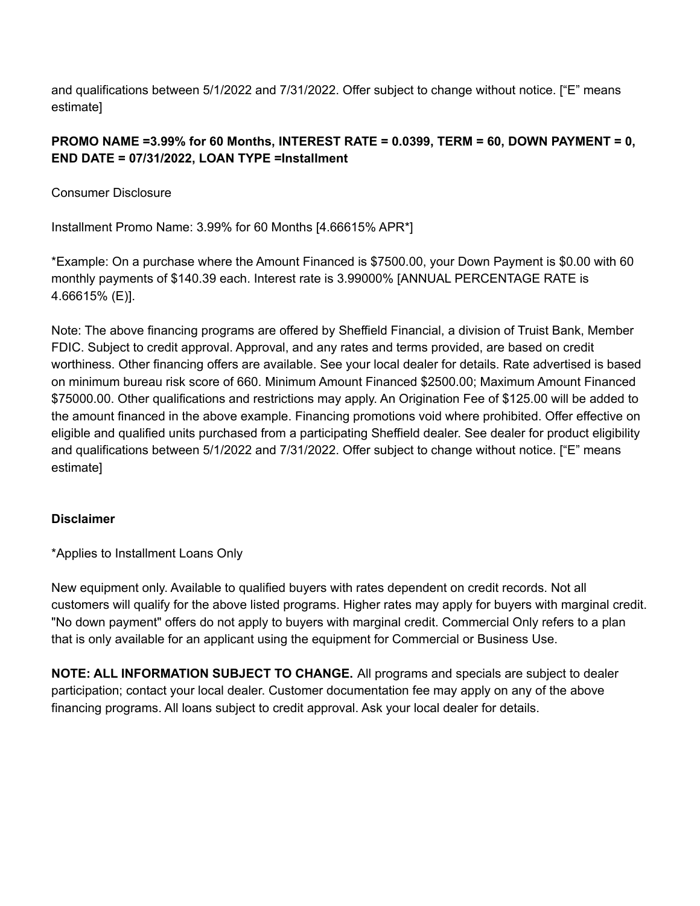and qualifications between 5/1/2022 and 7/31/2022. Offer subject to change without notice. ["E" means estimate]

**PROMO NAME =3.99% for 60 Months, INTEREST RATE = 0.0399, TERM = 60, DOWN PAYMENT = 0, END DATE = 07/31/2022, LOAN TYPE =Installment**

Consumer Disclosure

Installment Promo Name: 3.99% for 60 Months [4.66615% APR*]

*Example: On a purchase where the Amount Financed is $7500.00, your Down Payment is $0.00 with 60 monthly payments of $140.39 each. Interest rate is 3.99000% [ANNUAL PERCENTAGE RATE is 4.66615% (E)].

Note: The above financing programs are offered by Sheffield Financial, a division of Truist Bank, Member FDIC. Subject to credit approval. Approval, and any rates and terms provided, are based on credit worthiness. Other financing offers are available. See your local dealer for details. Rate advertised is based on minimum bureau risk score of 660. Minimum Amount Financed $2500.00; Maximum Amount Financed $75000.00. Other qualifications and restrictions may apply. An Origination Fee of $125.00 will be added to the amount financed in the above example. Financing promotions void where prohibited. Offer effective on eligible and qualified units purchased from a participating Sheffield dealer. See dealer for product eligibility and qualifications between 5/1/2022 and 7/31/2022. Offer subject to change without notice. ["E" means estimate]

**Disclaimer**

*Applies to Installment Loans Only

New equipment only. Available to qualified buyers with rates dependent on credit records. Not all customers will qualify for the above listed programs. Higher rates may apply for buyers with marginal credit. "No down payment" offers do not apply to buyers with marginal credit. Commercial Only refers to a plan that is only available for an applicant using the equipment for Commercial or Business Use.

**NOTE: ALL INFORMATION SUBJECT TO CHANGE.** All programs and specials are subject to dealer participation; contact your local dealer. Customer documentation fee may apply on any of the above financing programs. All loans subject to credit approval. Ask your local dealer for details.